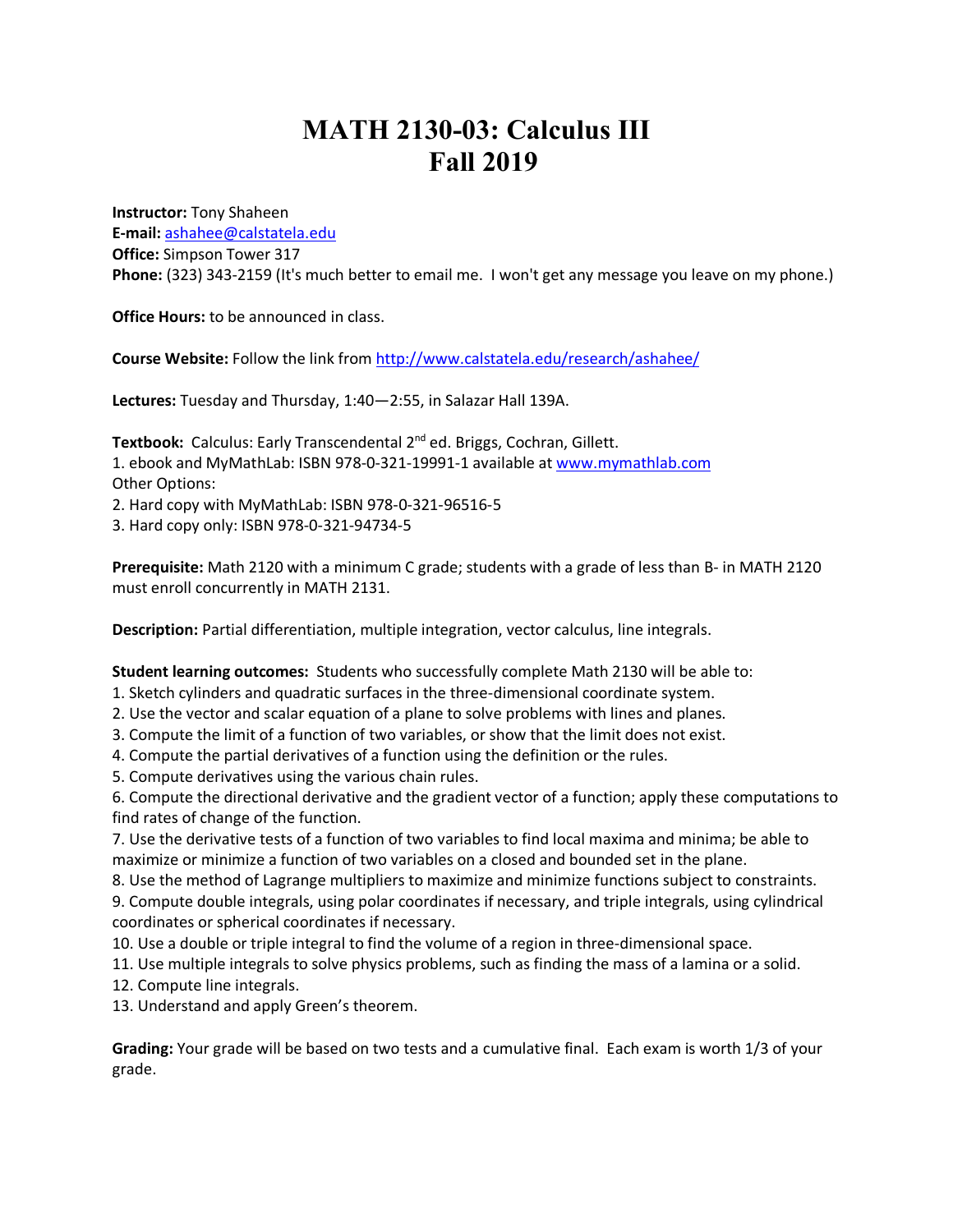# MATH 2130-03: Calculus III
# Fall 2019

**Instructor:** Tony Shaheen
**E-mail:** ashahee@calstatela.edu
**Office:** Simpson Tower 317
**Phone:** (323) 343-2159 (It's much better to email me. I won't get any message you leave on my phone.)

**Office Hours:** to be announced in class.

**Course Website:** Follow the link from http://www.calstatela.edu/research/ashahee/

**Lectures:** Tuesday and Thursday, 1:40—2:55, in Salazar Hall 139A.

**Textbook:** Calculus: Early Transcendental 2nd ed. Briggs, Cochran, Gillett.
1. ebook and MyMathLab: ISBN 978-0-321-19991-1 available at www.mymathlab.com
Other Options:
2. Hard copy with MyMathLab: ISBN 978-0-321-96516-5
3. Hard copy only: ISBN 978-0-321-94734-5

**Prerequisite:** Math 2120 with a minimum C grade; students with a grade of less than B- in MATH 2120 must enroll concurrently in MATH 2131.

**Description:** Partial differentiation, multiple integration, vector calculus, line integrals.

**Student learning outcomes:** Students who successfully complete Math 2130 will be able to:
1. Sketch cylinders and quadratic surfaces in the three-dimensional coordinate system.
2. Use the vector and scalar equation of a plane to solve problems with lines and planes.
3. Compute the limit of a function of two variables, or show that the limit does not exist.
4. Compute the partial derivatives of a function using the definition or the rules.
5. Compute derivatives using the various chain rules.
6. Compute the directional derivative and the gradient vector of a function; apply these computations to find rates of change of the function.
7. Use the derivative tests of a function of two variables to find local maxima and minima; be able to maximize or minimize a function of two variables on a closed and bounded set in the plane.
8. Use the method of Lagrange multipliers to maximize and minimize functions subject to constraints.
9. Compute double integrals, using polar coordinates if necessary, and triple integrals, using cylindrical coordinates or spherical coordinates if necessary.
10. Use a double or triple integral to find the volume of a region in three-dimensional space.
11. Use multiple integrals to solve physics problems, such as finding the mass of a lamina or a solid.
12. Compute line integrals.
13. Understand and apply Green's theorem.

**Grading:** Your grade will be based on two tests and a cumulative final. Each exam is worth 1/3 of your grade.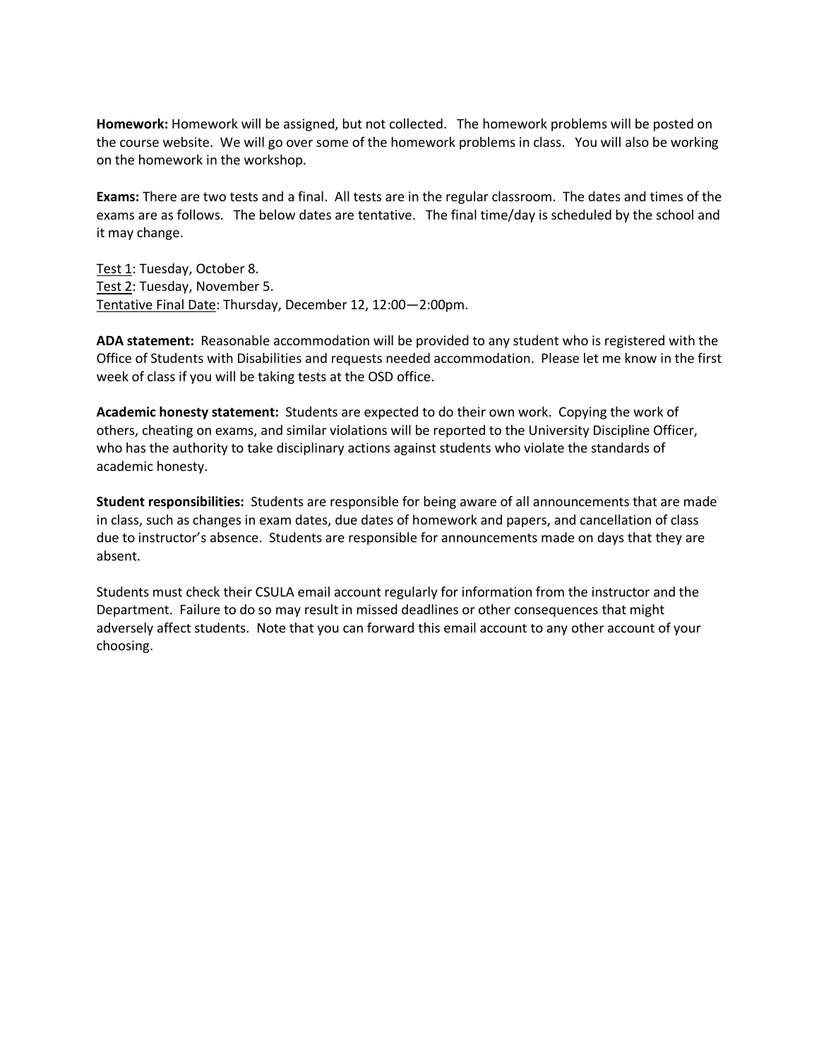**Homework:** Homework will be assigned, but not collected. The homework problems will be posted on the course website. We will go over some of the homework problems in class. You will also be working on the homework in the workshop.

**Exams:** There are two tests and a final. All tests are in the regular classroom. The dates and times of the exams are as follows. The below dates are tentative. The final time/day is scheduled by the school and it may change.

<u>Test 1</u>: Tuesday, October 8.
<u>Test 2</u>: Tuesday, November 5.
<u>Tentative Final Date</u>: Thursday, December 12, 12:00—2:00pm.

**ADA statement:** Reasonable accommodation will be provided to any student who is registered with the Office of Students with Disabilities and requests needed accommodation. Please let me know in the first week of class if you will be taking tests at the OSD office.

**Academic honesty statement:** Students are expected to do their own work. Copying the work of others, cheating on exams, and similar violations will be reported to the University Discipline Officer, who has the authority to take disciplinary actions against students who violate the standards of academic honesty.

**Student responsibilities:** Students are responsible for being aware of all announcements that are made in class, such as changes in exam dates, due dates of homework and papers, and cancellation of class due to instructor's absence. Students are responsible for announcements made on days that they are absent.

Students must check their CSULA email account regularly for information from the instructor and the Department. Failure to do so may result in missed deadlines or other consequences that might adversely affect students. Note that you can forward this email account to any other account of your choosing.